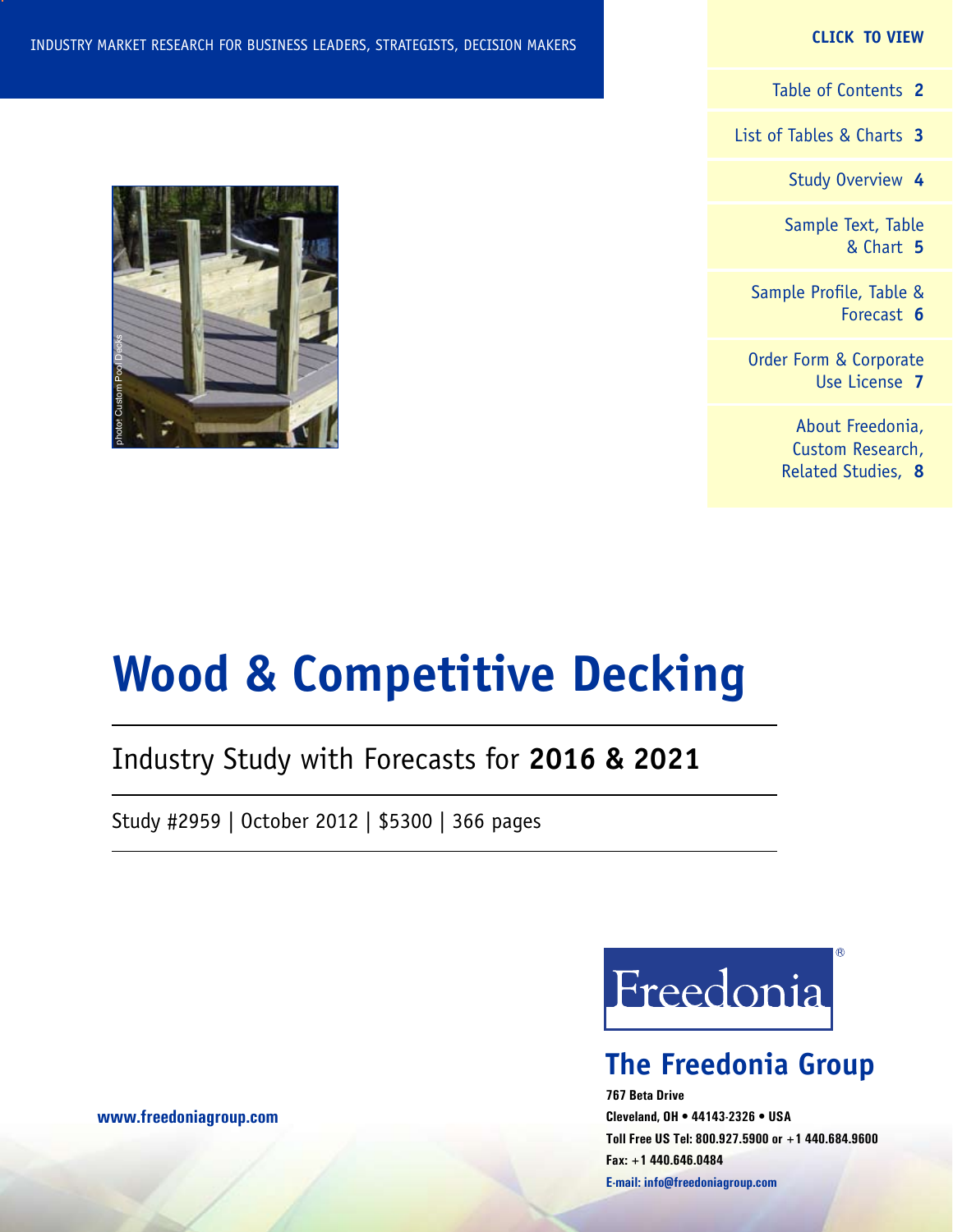INDUSTRY MARKET RESEARCH FOR BUSINESS LEADERS, STRATEGISTS, DECISION MAKERS

**CLICK TO VIEW**

Table of Contents **2**

List of Tables & Charts **3**

Study Overview **4**

Sample Text, Table & Chart **5**

Sample Profile, Table & Forecast **6**

Order Form & Corporate Use License **7**

About Freedonia, Custom Research, Related Studies, **8**

photo: Custom Pool Decks

# Wood & Competitive Decking

## Industry Study with Forecasts for **2016 & 2021**

Study #2959 | October 2012 | $5300 | 366 pages

Freedonia®

## The Freedonia Group

**767 Beta Drive**
**Cleveland, OH • 44143-2326 • USA**
**Toll Free US Tel: 800.927.5900 or +1 440.684.9600**
**Fax: +1 440.646.0484**
**E-mail: info@freedoniagroup.com**

**www.freedoniagroup.com**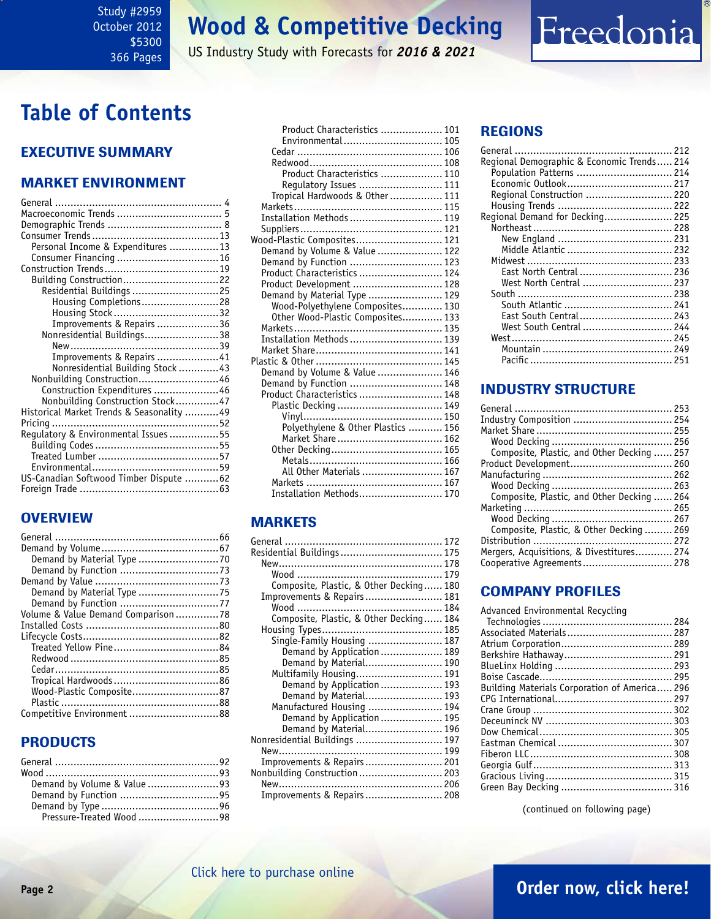Study #2959
October 2012
$5300
366 Pages

# Wood & Competitive Decking

US Industry Study with Forecasts for ***2016 & 2021***

# Table of Contents

## EXECUTIVE SUMMARY

## MARKET ENVIRONMENT

- General ........................................ 4
- Macroeconomic Trends ........................................ 5
- Demographic Trends ........................................ 8
- Consumer Trends ........................................ 13
  - Personal Income & Expenditures ........................................ 13
  - Consumer Financing ........................................ 16
- Construction Trends ........................................ 19
  - Building Construction ........................................ 22
    - Residential Buildings ........................................ 25
      - Housing Completions ........................................ 28
      - Housing Stock ........................................ 32
      - Improvements & Repairs ........................................ 36
    - Nonresidential Buildings ........................................ 38
      - New ........................................ 39
      - Improvements & Repairs ........................................ 41
      - Nonresidential Building Stock ........................................ 43
  - Nonbuilding Construction ........................................ 46
    - Construction Expenditures ........................................ 46
    - Nonbuilding Construction Stock ........................................ 47
- Historical Market Trends & Seasonality ........................................ 49
- Pricing ........................................ 52
- Regulatory & Environmental Issues ........................................ 55
  - Building Codes ........................................ 55
  - Treated Lumber ........................................ 57
  - Environmental ........................................ 59
- US-Canadian Softwood Timber Dispute ........................................ 62
- Foreign Trade ........................................ 63

## OVERVIEW

- General ........................................ 66
- Demand by Volume ........................................ 67
  - Demand by Material Type ........................................ 70
  - Demand by Function ........................................ 73
- Demand by Value ........................................ 73
  - Demand by Material Type ........................................ 75
  - Demand by Function ........................................ 77
- Volume & Value Demand Comparison ........................................ 78
- Installed Costs ........................................ 80
- Lifecycle Costs ........................................ 82
  - Treated Yellow Pine ........................................ 84
  - Redwood ........................................ 85
  - Cedar ........................................ 85
  - Tropical Hardwoods ........................................ 86
  - Wood-Plastic Composite ........................................ 87
  - Plastic ........................................ 88
- Competitive Environment ........................................ 88

## PRODUCTS

- General ........................................ 92
- Wood ........................................ 93
  - Demand by Volume & Value ........................................ 93
  - Demand by Function ........................................ 95
  - Demand by Type ........................................ 96
    - Pressure-Treated Wood ........................................ 98
      - Product Characteristics ........................................ 101
      - Environmental ........................................ 105
    - Cedar ........................................ 106
    - Redwood ........................................ 108
      - Product Characteristics ........................................ 110
      - Regulatory Issues ........................................ 111
    - Tropical Hardwoods & Other ........................................ 111
  - Markets ........................................ 115
  - Installation Methods ........................................ 119
  - Suppliers ........................................ 121
- Wood-Plastic Composites ........................................ 121
  - Demand by Volume & Value ........................................ 122
  - Demand by Function ........................................ 123
  - Product Characteristics ........................................ 124
  - Product Development ........................................ 128
  - Demand by Material Type ........................................ 129
    - Wood-Polyethylene Composites ........................................ 130
    - Other Wood-Plastic Composites ........................................ 133
  - Markets ........................................ 135
  - Installation Methods ........................................ 139
  - Market Share ........................................ 141
- Plastic & Other ........................................ 145
  - Demand by Volume & Value ........................................ 146
  - Demand by Function ........................................ 148
  - Product Characteristics ........................................ 148
    - Plastic Decking ........................................ 149
      - Vinyl ........................................ 150
      - Polyethylene & Other Plastics ........................................ 156
      - Market Share ........................................ 162
    - Other Decking ........................................ 165
      - Metals ........................................ 166
      - All Other Materials ........................................ 167
  - Markets ........................................ 167
  - Installation Methods ........................................ 170

## MARKETS

- General ........................................ 172
- Residential Buildings ........................................ 175
  - New ........................................ 178
    - Wood ........................................ 179
    - Composite, Plastic, & Other Decking ........................................ 180
  - Improvements & Repairs ........................................ 181
    - Wood ........................................ 184
    - Composite, Plastic, & Other Decking ........................................ 184
  - Housing Types ........................................ 185
    - Single-Family Housing ........................................ 187
      - Demand by Application ........................................ 189
      - Demand by Material ........................................ 190
    - Multifamily Housing ........................................ 191
      - Demand by Application ........................................ 193
      - Demand by Material ........................................ 193
    - Manufactured Housing ........................................ 194
      - Demand by Application ........................................ 195
      - Demand by Material ........................................ 196
- Nonresidential Buildings ........................................ 197
  - New ........................................ 199
  - Improvements & Repairs ........................................ 201
- Nonbuilding Construction ........................................ 203
  - New ........................................ 206
  - Improvements & Repairs ........................................ 208

## REGIONS

- General ........................................ 212
- Regional Demographic & Economic Trends ........................................ 214
  - Population Patterns ........................................ 214
  - Economic Outlook ........................................ 217
  - Regional Construction ........................................ 220
  - Housing Trends ........................................ 222
- Regional Demand for Decking ........................................ 225
  - Northeast ........................................ 228
    - New England ........................................ 231
    - Middle Atlantic ........................................ 232
  - Midwest ........................................ 233
    - East North Central ........................................ 236
    - West North Central ........................................ 237
  - South ........................................ 238
    - South Atlantic ........................................ 241
    - East South Central ........................................ 243
    - West South Central ........................................ 244
  - West ........................................ 245
    - Mountain ........................................ 249
    - Pacific ........................................ 251

## INDUSTRY STRUCTURE

- General ........................................ 253
- Industry Composition ........................................ 254
- Market Share ........................................ 255
  - Wood Decking ........................................ 256
  - Composite, Plastic, and Other Decking ........................................ 257
- Product Development ........................................ 260
- Manufacturing ........................................ 262
  - Wood Decking ........................................ 263
  - Composite, Plastic, and Other Decking ........................................ 264
- Marketing ........................................ 265
  - Wood Decking ........................................ 267
  - Composite, Plastic, & Other Decking ........................................ 269
- Distribution ........................................ 272
- Mergers, Acquisitions, & Divestitures ........................................ 274
- Cooperative Agreements ........................................ 278

## COMPANY PROFILES

- Advanced Environmental Recycling Technologies ........................................ 284
- Associated Materials ........................................ 287
- Atrium Corporation ........................................ 289
- Berkshire Hathaway ........................................ 291
- BlueLinx Holding ........................................ 293
- Boise Cascade ........................................ 295
- Building Materials Corporation of America ........................................ 296
- CPG International ........................................ 297
- Crane Group ........................................ 302
- Deceuninck NV ........................................ 303
- Dow Chemical ........................................ 305
- Eastman Chemical ........................................ 307
- Fiberon LLC ........................................ 308
- Georgia Gulf ........................................ 313
- Gracious Living ........................................ 315
- Green Bay Decking ........................................ 316

(continued on following page)

Click here to purchase online

**Order now, click here!**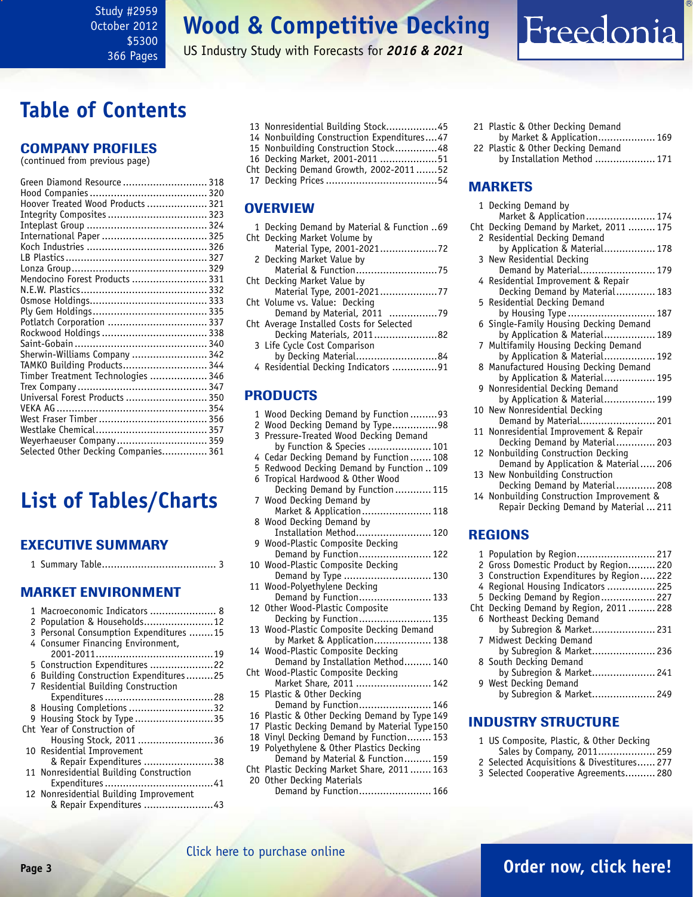Study #2959
October 2012
$5300
366 Pages

# Wood & Competitive Decking

US Industry Study with Forecasts for *2016 & 2021*

Freedonia

# Table of Contents

## COMPANY PROFILES

(continued from previous page)

Green Diamond Resource ............................ 318
Hood Companies ....................................... 320
Hoover Treated Wood Products ..................... 321
Integrity Composites ................................. 323
Inteplast Group ........................................ 324
International Paper ................................... 325
Koch Industries ........................................ 326
LB Plastics ............................................... 327
Lonza Group ............................................. 329
Mendocino Forest Products ......................... 331
N.E.W. Plastics .......................................... 332
Osmose Holdings ....................................... 333
Ply Gem Holdings ...................................... 335
Potlatch Corporation ................................. 337
Rockwood Holdings ................................... 338
Saint-Gobain ............................................ 340
Sherwin-Williams Company ......................... 342
TAMKO Building Products ............................ 344
Timber Treatment Technologies ................... 346
Trex Company ........................................... 347
Universal Forest Products ........................... 350
VEKA AG .................................................. 354
West Fraser Timber .................................... 356
Westlake Chemical ..................................... 357
Weyerhaeuser Company .............................. 359
Selected Other Decking Companies ............... 361

# List of Tables/Charts

## EXECUTIVE SUMMARY

1 Summary Table ...................................... 3

## MARKET ENVIRONMENT

1 Macroeconomic Indicators ...................... 8
2 Population & Households ....................... 12
3 Personal Consumption Expenditures ........ 15
4 Consumer Financing Environment, 2001-2011 ....................................... 19
5 Construction Expenditures ..................... 22
6 Building Construction Expenditures ......... 25
7 Residential Building Construction Expenditures .................................... 28
8 Housing Completions ............................ 32
9 Housing Stock by Type .......................... 35
Cht Year of Construction of Housing Stock, 2011 ......................... 36
10 Residential Improvement & Repair Expenditures ....................... 38
11 Nonresidential Building Construction Expenditures .................................... 41
12 Nonresidential Building Improvement & Repair Expenditures ....................... 43
13 Nonresidential Building Stock ................. 45
14 Nonbuilding Construction Expenditures .... 47
15 Nonbuilding Construction Stock .............. 48
16 Decking Market, 2001-2011 ................... 51
Cht Decking Demand Growth, 2002-2011 ....... 52
17 Decking Prices ..................................... 54

## OVERVIEW

1 Decking Demand by Material & Function .. 69
Cht Decking Market Volume by Material Type, 2001-2021 ................... 72
2 Decking Market Value by Material & Function ........................... 75
Cht Decking Market Value by Material Type, 2001-2021 ................... 77
Cht Volume vs. Value: Decking Demand by Material, 2011 ................ 79
Cht Average Installed Costs for Selected Decking Materials, 2011 ..................... 82
3 Life Cycle Cost Comparison by Decking Material ........................... 84
4 Residential Decking Indicators ............... 91

## PRODUCTS

1 Wood Decking Demand by Function ......... 93
2 Wood Decking Demand by Type ............... 98
3 Pressure-Treated Wood Decking Demand by Function & Species ..................... 101
4 Cedar Decking Demand by Function ....... 108
5 Redwood Decking Demand by Function .. 109
6 Tropical Hardwood & Other Wood Decking Demand by Function ............ 115
7 Wood Decking Demand by Market & Application ....................... 118
8 Wood Decking Demand by Installation Method ......................... 120
9 Wood-Plastic Composite Decking Demand by Function ........................ 122
10 Wood-Plastic Composite Decking Demand by Type ............................. 130
11 Wood-Polyethylene Decking Demand by Function ........................ 133
12 Other Wood-Plastic Composite Decking by Function ........................ 135
13 Wood-Plastic Composite Decking Demand by Market & Application ................... 138
14 Wood-Plastic Composite Decking Demand by Installation Method ......... 140
Cht Wood-Plastic Composite Decking Market Share, 2011 ......................... 142
15 Plastic & Other Decking Demand by Function ........................ 146
16 Plastic & Other Decking Demand by Type 149
17 Plastic Decking Demand by Material Type 150
18 Vinyl Decking Demand by Function ........ 153
19 Polyethylene & Other Plastics Decking Demand by Material & Function ......... 159
Cht Plastic Decking Market Share, 2011 ....... 163
20 Other Decking Materials Demand by Function ........................ 166
21 Plastic & Other Decking Demand by Market & Application ................... 169
22 Plastic & Other Decking Demand by Installation Method .................... 171

## MARKETS

1 Decking Demand by Market & Application ....................... 174
Cht Decking Demand by Market, 2011 ......... 175
2 Residential Decking Demand by Application & Material ................. 178
3 New Residential Decking Demand by Material ......................... 179
4 Residential Improvement & Repair Decking Demand by Material ............. 183
5 Residential Decking Demand by Housing Type ............................. 187
6 Single-Family Housing Decking Demand by Application & Material ................. 189
7 Multifamily Housing Decking Demand by Application & Material ................. 192
8 Manufactured Housing Decking Demand by Application & Material ................. 195
9 Nonresidential Decking Demand by Application & Material ................. 199
10 New Nonresidential Decking Demand by Material ......................... 201
11 Nonresidential Improvement & Repair Decking Demand by Material ............. 203
12 Nonbuilding Construction Decking Demand by Application & Material ..... 206
13 New Nonbuilding Construction Decking Demand by Material ............. 208
14 Nonbuilding Construction Improvement & Repair Decking Demand by Material ... 211

## REGIONS

1 Population by Region .......................... 217
2 Gross Domestic Product by Region ......... 220
3 Construction Expenditures by Region ..... 222
4 Regional Housing Indicators ................ 225
5 Decking Demand by Region .................. 227
Cht Decking Demand by Region, 2011 ......... 228
6 Northeast Decking Demand by Subregion & Market ..................... 231
7 Midwest Decking Demand by Subregion & Market ..................... 236
8 South Decking Demand by Subregion & Market ..................... 241
9 West Decking Demand by Subregion & Market ..................... 249

## INDUSTRY STRUCTURE

1 US Composite, Plastic, & Other Decking Sales by Company, 2011 ................... 259
2 Selected Acquisitions & Divestitures ...... 277
3 Selected Cooperative Agreements .......... 280

Click here to purchase online

Order now, click here!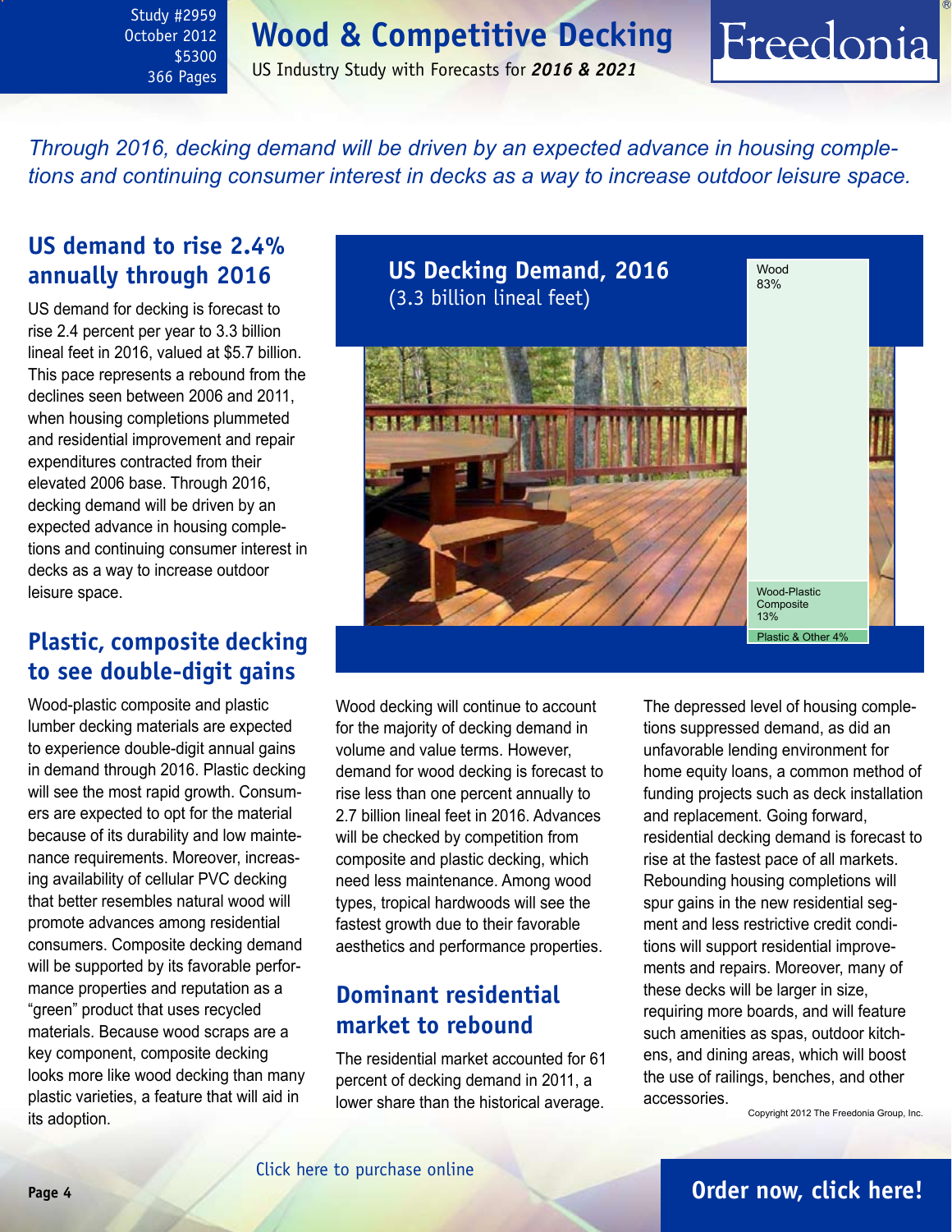# Wood & Competitive Decking

US Industry Study with Forecasts for *2016 & 2021*

Study #2959
October 2012
$5300
366 Pages

*Through 2016, decking demand will be driven by an expected advance in housing completions and continuing consumer interest in decks as a way to increase outdoor leisure space.*

## US demand to rise 2.4% annually through 2016

US demand for decking is forecast to rise 2.4 percent per year to 3.3 billion lineal feet in 2016, valued at $5.7 billion. This pace represents a rebound from the declines seen between 2006 and 2011, when housing completions plummeted and residential improvement and repair expenditures contracted from their elevated 2006 base. Through 2016, decking demand will be driven by an expected advance in housing completions and continuing consumer interest in decks as a way to increase outdoor leisure space.

**US Decking Demand, 2016**
(3.3 billion lineal feet)

- Wood 83%
- Wood-Plastic Composite 13%
- Plastic & Other 4%

## Plastic, composite decking to see double-digit gains

Wood-plastic composite and plastic lumber decking materials are expected to experience double-digit annual gains in demand through 2016. Plastic decking will see the most rapid growth. Consumers are expected to opt for the material because of its durability and low maintenance requirements. Moreover, increasing availability of cellular PVC decking that better resembles natural wood will promote advances among residential consumers. Composite decking demand will be supported by its favorable performance properties and reputation as a "green" product that uses recycled materials. Because wood scraps are a key component, composite decking looks more like wood decking than many plastic varieties, a feature that will aid in its adoption.

Wood decking will continue to account for the majority of decking demand in volume and value terms. However, demand for wood decking is forecast to rise less than one percent annually to 2.7 billion lineal feet in 2016. Advances will be checked by competition from composite and plastic decking, which need less maintenance. Among wood types, tropical hardwoods will see the fastest growth due to their favorable aesthetics and performance properties.

## Dominant residential market to rebound

The residential market accounted for 61 percent of decking demand in 2011, a lower share than the historical average. The depressed level of housing completions suppressed demand, as did an unfavorable lending environment for home equity loans, a common method of funding projects such as deck installation and replacement. Going forward, residential decking demand is forecast to rise at the fastest pace of all markets. Rebounding housing completions will spur gains in the new residential segment and less restrictive credit conditions will support residential improvements and repairs. Moreover, many of these decks will be larger in size, requiring more boards, and will feature such amenities as spas, outdoor kitchens, and dining areas, which will boost the use of railings, benches, and other accessories.

Copyright 2012 The Freedonia Group, Inc.

Click here to purchase online

**Order now, click here!**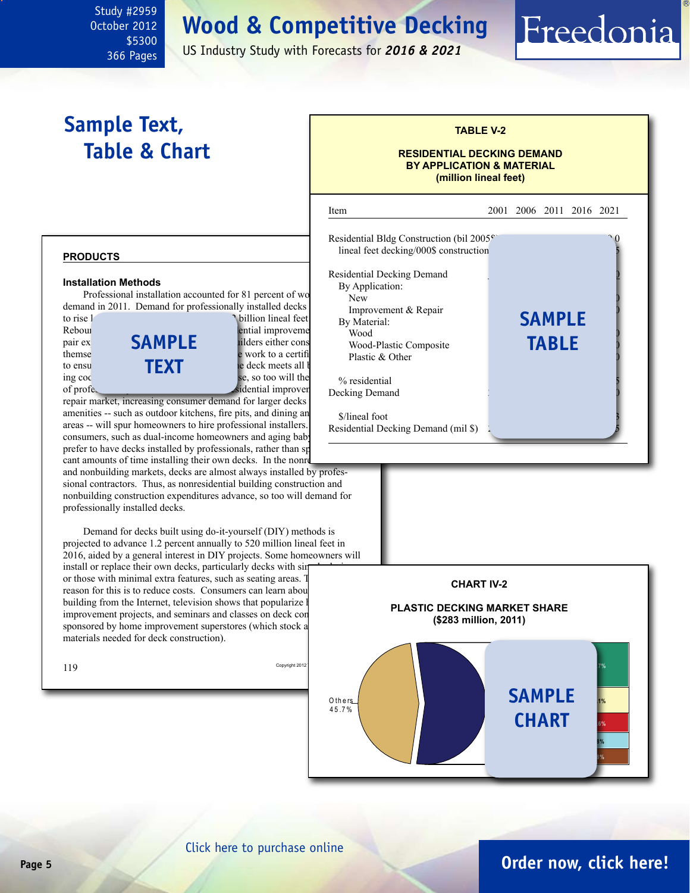Study #2959
October 2012
$5300
366 Pages

# Wood & Competitive Decking

US Industry Study with Forecasts for ***2016 & 2021***

## Sample Text, Table & Chart

### TABLE V-2

**RESIDENTIAL DECKING DEMAND BY APPLICATION & MATERIAL (million lineal feet)**

| Item | 2001 | 2006 | 2011 | 2016 | 2021 |
|---|---|---|---|---|---|
| Residential Bldg Construction (bil 2005$) | | | | | |
| lineal feet decking/000$ construction | | | | | |
| Residential Decking Demand | | | | | |
| By Application: | | | | | |
| New | | | | | |
| Improvement & Repair | | | | | |
| By Material: | | | | | |
| Wood | | | | | |
| Wood-Plastic Composite | | | | | |
| Plastic & Other | | | | | |
| % residential | | | | | |
| Decking Demand | | | | | |
| $/lineal foot | | | | | |
| Residential Decking Demand (mil $) | | | | | |

SAMPLE TABLE

**PRODUCTS**

**Installation Methods**

Professional installation accounted for 81 percent of wo demand in 2011. Demand for professionally installed decks to rise l billion lineal feet Rebou ential improveme pair ex ilders either cons themse e work to a certifi to ensu e deck meets all l ing coc se, so too will the of profe sidential improver repair market, increasing consumer demand for larger decks amenities -- such as outdoor kitchens, fire pits, and dining an areas -- will spur homeowners to hire professional installers. consumers, such as dual-income homeowners and aging baby prefer to have decks installed by professionals, rather than sp cant amounts of time installing their own decks. In the nonre and nonbuilding markets, decks are almost always installed by professional contractors. Thus, as nonresidential building construction and nonbuilding construction expenditures advance, so too will demand for professionally installed decks.

SAMPLE TEXT

Demand for decks built using do-it-yourself (DIY) methods is projected to advance 1.2 percent annually to 520 million lineal feet in 2016, aided by a general interest in DIY projects. Some homeowners will install or replace their own decks, particularly decks with sir or those with minimal extra features, such as seating areas. T reason for this is to reduce costs. Consumers can learn abou building from the Internet, television shows that popularize l improvement projects, and seminars and classes on deck con sponsored by home improvement superstores (which stock a materials needed for deck construction).

119 Copyright 2012

### CHART IV-2

**PLASTIC DECKING MARKET SHARE ($283 million, 2011)**

Others 45.7%

SAMPLE CHART

Click here to purchase online

Order now, click here!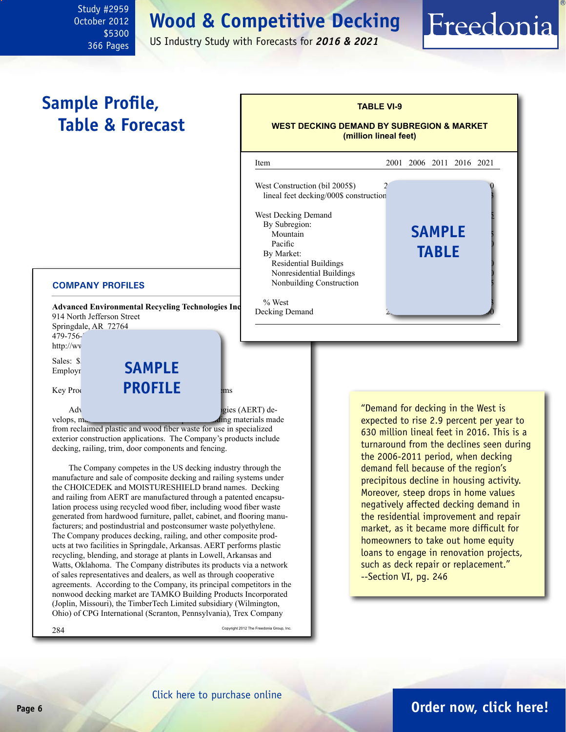# Wood & Competitive Decking

US Industry Study with Forecasts for ***2016 & 2021***

Study #2959
October 2012
$5300
366 Pages

## Sample Profile, Table & Forecast

**TABLE VI-9**

**WEST DECKING DEMAND BY SUBREGION & MARKET (million lineal feet)**

| Item | 2001 | 2006 | 2011 | 2016 | 2021 |
|---|---|---|---|---|---|
| West Construction (bil 2005$) | 2 | | | | 0 |
| lineal feet decking/000$ construction | | | | | 3 |
| | | | | | |
| West Decking Demand | | | | | 5 |
| By Subregion: | | | | | |
| Mountain | | | | | 5 |
| Pacific | | | | | 0 |
| By Market: | | | | | |
| Residential Buildings | | | | | 0 |
| Nonresidential Buildings | | | | | 0 |
| Nonbuilding Construction | | | | | 5 |
| | | | | | |
| % West | | | | | 3 |
| Decking Demand | 2 | | | | 0 |

SAMPLE TABLE

**COMPANY PROFILES**

**Advanced Environmental Recycling Technologies Inc**
914 North Jefferson Street
Springdale, AR 72764
479-756-
http://ww

Sales: $
Employ

Key Pro ... ms

SAMPLE PROFILE

Adv ... gies (AERT) develops, ma ... ding materials made from reclaimed plastic and wood fiber waste for use in specialized exterior construction applications. The Company's products include decking, railing, trim, door components and fencing.

The Company competes in the US decking industry through the manufacture and sale of composite decking and railing systems under the CHOICEDEK and MOISTURESHIELD brand names. Decking and railing from AERT are manufactured through a patented encapsulation process using recycled wood fiber, including wood fiber waste generated from hardwood furniture, pallet, cabinet, and flooring manufacturers; and postindustrial and postconsumer waste polyethylene. The Company produces decking, railing, and other composite products at two facilities in Springdale, Arkansas. AERT performs plastic recycling, blending, and storage at plants in Lowell, Arkansas and Watts, Oklahoma. The Company distributes its products via a network of sales representatives and dealers, as well as through cooperative agreements. According to the Company, its principal competitors in the nonwood decking market are TAMKO Building Products Incorporated (Joplin, Missouri), the TimberTech Limited subsidiary (Wilmington, Ohio) of CPG International (Scranton, Pennsylvania), Trex Company

284 Copyright 2012 The Freedonia Group, Inc.

"Demand for decking in the West is expected to rise 2.9 percent per year to 630 million lineal feet in 2016. This is a turnaround from the declines seen during the 2006-2011 period, when decking demand fell because of the region's precipitous decline in housing activity. Moreover, steep drops in home values negatively affected decking demand in the residential improvement and repair market, as it became more difficult for homeowners to take out home equity loans to engage in renovation projects, such as deck repair or replacement."
--Section VI, pg. 246

Click here to purchase online

**Order now, click here!**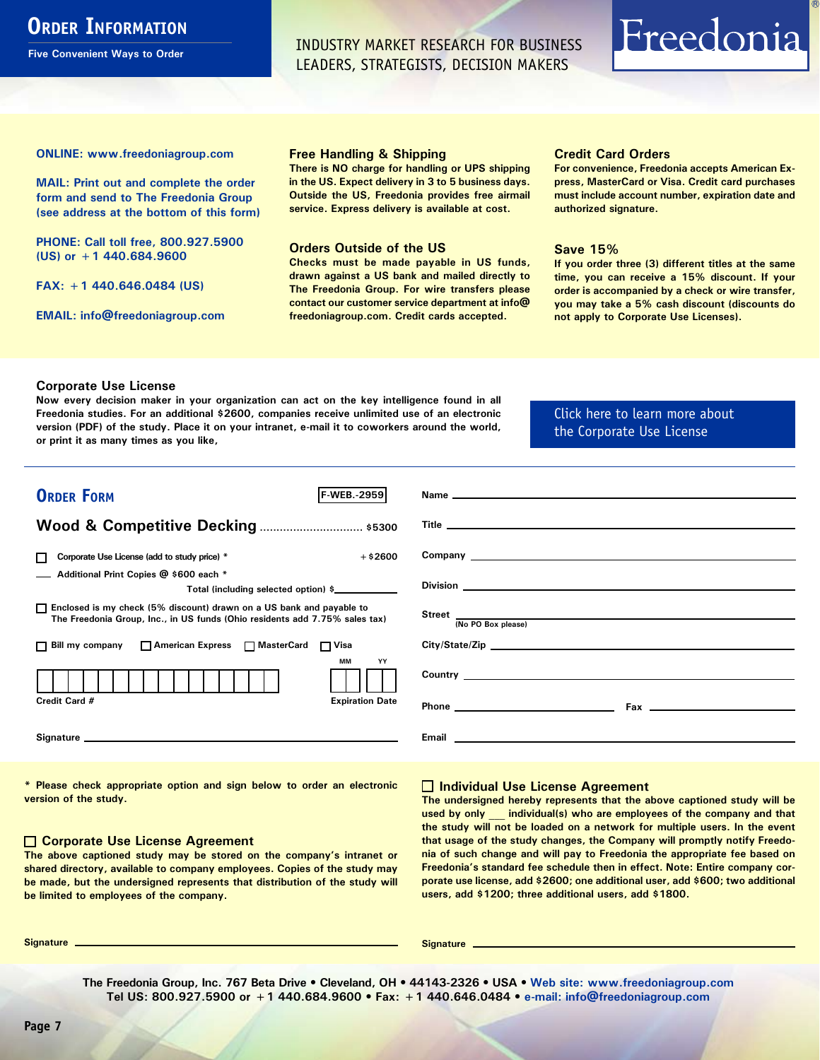# Order Information

Five Convenient Ways to Order

INDUSTRY MARKET RESEARCH FOR BUSINESS LEADERS, STRATEGISTS, DECISION MAKERS

Freedonia®

**ONLINE: www.freedoniagroup.com**

**MAIL: Print out and complete the order form and send to The Freedonia Group (see address at the bottom of this form)**

**PHONE: Call toll free, 800.927.5900 (US) or +1 440.684.9600**

**FAX: +1 440.646.0484 (US)**

**EMAIL: info@freedoniagroup.com**

### Free Handling & Shipping

There is NO charge for handling or UPS shipping in the US. Expect delivery in 3 to 5 business days. Outside the US, Freedonia provides free airmail service. Express delivery is available at cost.

### Orders Outside of the US

Checks must be made payable in US funds, drawn against a US bank and mailed directly to The Freedonia Group. For wire transfers please contact our customer service department at info@freedoniagroup.com. Credit cards accepted.

### Credit Card Orders

For convenience, Freedonia accepts American Express, MasterCard or Visa. Credit card purchases must include account number, expiration date and authorized signature.

### Save 15%

If you order three (3) different titles at the same time, you can receive a 15% discount. If your order is accompanied by a check or wire transfer, you may take a 5% cash discount (discounts do not apply to Corporate Use Licenses).

### Corporate Use License

Now every decision maker in your organization can act on the key intelligence found in all Freedonia studies. For an additional $2600, companies receive unlimited use of an electronic version (PDF) of the study. Place it on your intranet, e-mail it to coworkers around the world, or print it as many times as you like,

Click here to learn more about the Corporate Use License

## Order Form

F-WEB.-2959

**Wood & Competitive Decking** .............................. $5300

☐ Corporate Use License (add to study price) * +$2600

___ Additional Print Copies @ $600 each *

Total (including selected option) $__________

☐ Enclosed is my check (5% discount) drawn on a US bank and payable to The Freedonia Group, Inc., in US funds (Ohio residents add 7.75% sales tax)

☐ Bill my company ☐ American Express ☐ MasterCard ☐ Visa

Credit Card # ____________________ Expiration Date MM ___ YY ___

Signature ____________________

Name ____________________

Title ____________________

Company ____________________

Division ____________________

Street ____________________ (No PO Box please)

City/State/Zip ____________________

Country ____________________

Phone ____________________ Fax ____________________

Email ____________________

\* Please check appropriate option and sign below to order an electronic version of the study.

### ☐ Corporate Use License Agreement

The above captioned study may be stored on the company's intranet or shared directory, available to company employees. Copies of the study may be made, but the undersigned represents that distribution of the study will be limited to employees of the company.

Signature ____________________

### ☐ Individual Use License Agreement

The undersigned hereby represents that the above captioned study will be used by only ___ individual(s) who are employees of the company and that the study will not be loaded on a network for multiple users. In the event that usage of the study changes, the Company will promptly notify Freedonia of such change and will pay to Freedonia the appropriate fee based on Freedonia's standard fee schedule then in effect. Note: Entire company corporate use license, add $2600; one additional user, add $600; two additional users, add $1200; three additional users, add $1800.

Signature ____________________

The Freedonia Group, Inc. 767 Beta Drive • Cleveland, OH • 44143-2326 • USA • Web site: www.freedoniagroup.com
Tel US: 800.927.5900 or +1 440.684.9600 • Fax: +1 440.646.0484 • e-mail: info@freedoniagroup.com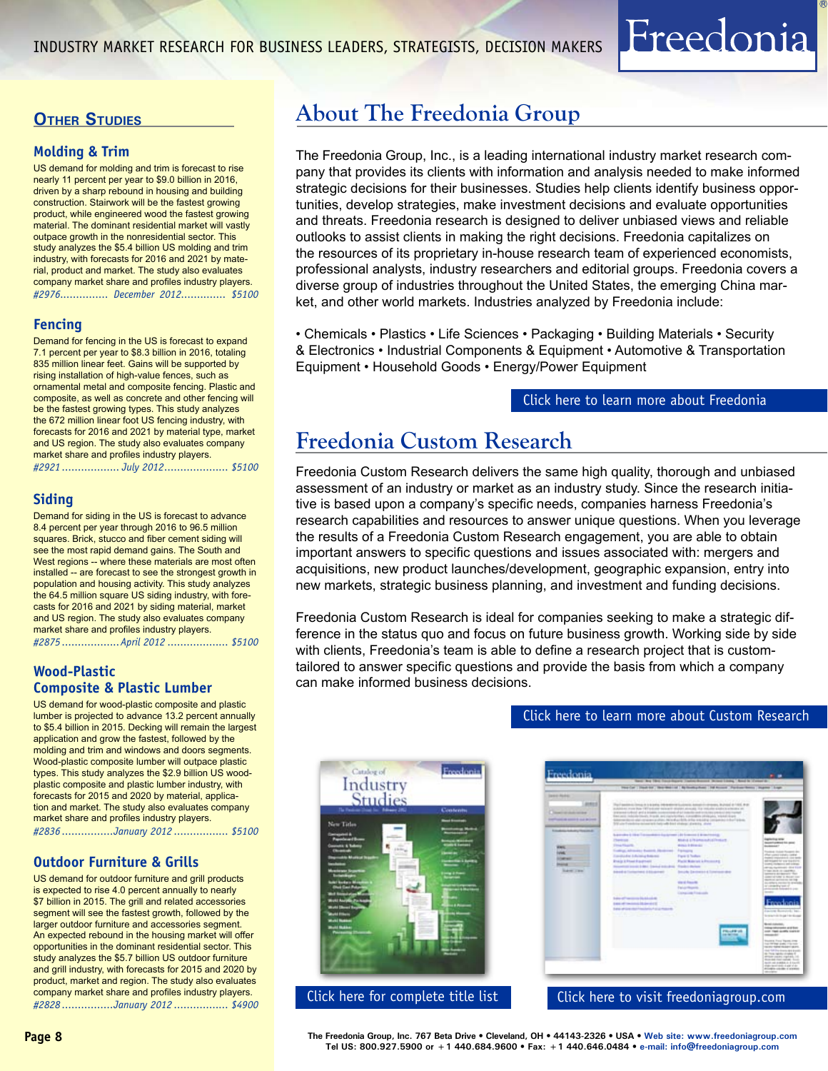## Other Studies

### Molding & Trim

US demand for molding and trim is forecast to rise nearly 11 percent per year to $9.0 billion in 2016, driven by a sharp rebound in housing and building construction. Stairwork will be the fastest growing product, while engineered wood the fastest growing material. The dominant residential market will vastly outpace growth in the nonresidential sector. This study analyzes the $5.4 billion US molding and trim industry, with forecasts for 2016 and 2021 by material, product and market. The study also evaluates company market share and profiles industry players.

*#2976............... December 2012.............. $5100*

### Fencing

Demand for fencing in the US is forecast to expand 7.1 percent per year to $8.3 billion in 2016, totaling 835 million linear feet. Gains will be supported by rising installation of high-value fences, such as ornamental metal and composite fencing. Plastic and composite, as well as concrete and other fencing will be the fastest growing types. This study analyzes the 672 million linear foot US fencing industry, with forecasts for 2016 and 2021 by material type, market and US region. The study also evaluates company market share and profiles industry players.

*#2921 .................. July 2012.................... $5100*

### Siding

Demand for siding in the US is forecast to advance 8.4 percent per year through 2016 to 96.5 million squares. Brick, stucco and fiber cement siding will see the most rapid demand gains. The South and West regions -- where these materials are most often installed -- are forecast to see the strongest growth in population and housing activity. This study analyzes the 64.5 million square US siding industry, with forecasts for 2016 and 2021 by siding material, market and US region. The study also evaluates company market share and profiles industry players.

*#2875 ..................April 2012 ................... $5100*

### Wood-Plastic Composite & Plastic Lumber

US demand for wood-plastic composite and plastic lumber is projected to advance 13.2 percent annually to $5.4 billion in 2015. Decking will remain the largest application and grow the fastest, followed by the molding and trim and windows and doors segments. Wood-plastic composite lumber will outpace plastic types. This study analyzes the $2.9 billion US wood-plastic composite and plastic lumber industry, with forecasts for 2015 and 2020 by material, application and market. The study also evaluates company market share and profiles industry players.

*#2836 ................January 2012 ................. $5100*

### Outdoor Furniture & Grills

US demand for outdoor furniture and grill products is expected to rise 4.0 percent annually to nearly $7 billion in 2015. The grill and related accessories segment will see the fastest growth, followed by the larger outdoor furniture and accessories segment. An expected rebound in the housing market will offer opportunities in the dominant residential sector. This study analyzes the $5.7 billion US outdoor furniture and grill industry, with forecasts for 2015 and 2020 by product, market and region. The study also evaluates company market share and profiles industry players.

*#2828 ................January 2012 ................. $4900*

## About The Freedonia Group

The Freedonia Group, Inc., is a leading international industry market research company that provides its clients with information and analysis needed to make informed strategic decisions for their businesses. Studies help clients identify business opportunities, develop strategies, make investment decisions and evaluate opportunities and threats. Freedonia research is designed to deliver unbiased views and reliable outlooks to assist clients in making the right decisions. Freedonia capitalizes on the resources of its proprietary in-house research team of experienced economists, professional analysts, industry researchers and editorial groups. Freedonia covers a diverse group of industries throughout the United States, the emerging China market, and other world markets. Industries analyzed by Freedonia include:

• Chemicals • Plastics • Life Sciences • Packaging • Building Materials • Security & Electronics • Industrial Components & Equipment • Automotive & Transportation Equipment • Household Goods • Energy/Power Equipment

Click here to learn more about Freedonia

## Freedonia Custom Research

Freedonia Custom Research delivers the same high quality, thorough and unbiased assessment of an industry or market as an industry study. Since the research initiative is based upon a company's specific needs, companies harness Freedonia's research capabilities and resources to answer unique questions. When you leverage the results of a Freedonia Custom Research engagement, you are able to obtain important answers to specific questions and issues associated with: mergers and acquisitions, new product launches/development, geographic expansion, entry into new markets, strategic business planning, and investment and funding decisions.

Freedonia Custom Research is ideal for companies seeking to make a strategic difference in the status quo and focus on future business growth. Working side by side with clients, Freedonia's team is able to define a research project that is custom-tailored to answer specific questions and provide the basis from which a company can make informed business decisions.

Click here to learn more about Custom Research

Click here for complete title list

Click here to visit freedoniagroup.com

**The Freedonia Group, Inc. 767 Beta Drive • Cleveland, OH • 44143-2326 • USA • Web site: www.freedoniagroup.com**
**Tel US: 800.927.5900 or +1 440.684.9600 • Fax: +1 440.646.0484 • e-mail: info@freedoniagroup.com**